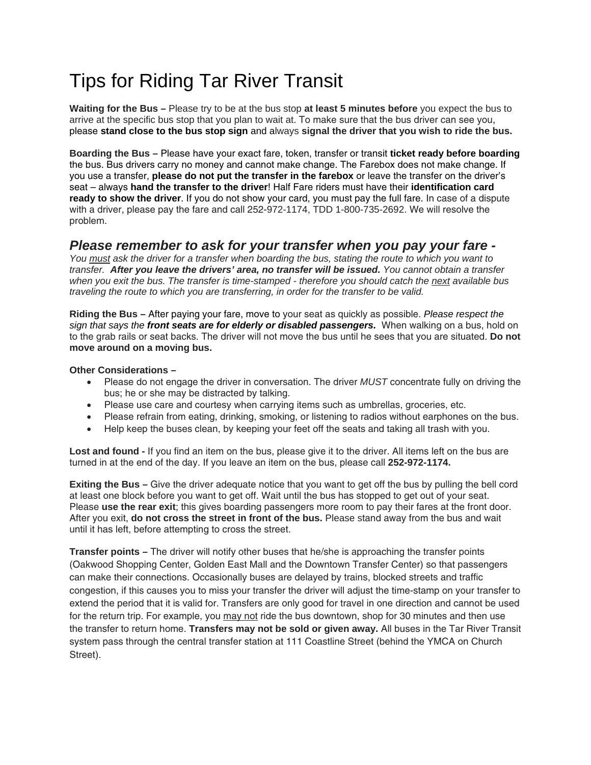# Tips for Riding Tar River Transit

**Waiting for the Bus –** Please try to be at the bus stop **at least 5 minutes before** you expect the bus to arrive at the specific bus stop that you plan to wait at. To make sure that the bus driver can see you, please **stand close to the bus stop sign** and always **signal the driver that you wish to ride the bus.**

**Boarding the Bus –** Please have your exact fare, token, transfer or transit **ticket ready before boarding** the bus. Bus drivers carry no money and cannot make change. The Farebox does not make change. If you use a transfer, **please do not put the transfer in the farebox** or leave the transfer on the driver's seat – always **hand the transfer to the driver**! Half Fare riders must have their **identification card ready to show the driver**. If you do not show your card, you must pay the full fare. In case of a dispute with a driver, please pay the fare and call 252-972-1174, TDD 1-800-735-2692. We will resolve the problem.

## *Please remember to ask for your transfer when you pay your fare -*

*You must ask the driver for a transfer when boarding the bus, stating the route to which you want to transfer.* ***After you leave the drivers' area, no transfer will be issued.*** *You cannot obtain a transfer when you exit the bus. The transfer is time-stamped - therefore you should catch the next available bus traveling the route to which you are transferring, in order for the transfer to be valid.*

**Riding the Bus –** After paying your fare, move to your seat as quickly as possible. *Please respect the sign that says the* ***front seats are for elderly or disabled passengers.*** When walking on a bus, hold on to the grab rails or seat backs. The driver will not move the bus until he sees that you are situated. **Do not move around on a moving bus.**

**Other Considerations –**

- Please do not engage the driver in conversation. The driver *MUST* concentrate fully on driving the bus; he or she may be distracted by talking.
- Please use care and courtesy when carrying items such as umbrellas, groceries, etc.
- Please refrain from eating, drinking, smoking, or listening to radios without earphones on the bus.
- Help keep the buses clean, by keeping your feet off the seats and taking all trash with you.

**Lost and found -** If you find an item on the bus, please give it to the driver. All items left on the bus are turned in at the end of the day. If you leave an item on the bus, please call **252-972-1174.**

**Exiting the Bus –** Give the driver adequate notice that you want to get off the bus by pulling the bell cord at least one block before you want to get off. Wait until the bus has stopped to get out of your seat. Please **use the rear exit**; this gives boarding passengers more room to pay their fares at the front door. After you exit, **do not cross the street in front of the bus.** Please stand away from the bus and wait until it has left, before attempting to cross the street.

**Transfer points –** The driver will notify other buses that he/she is approaching the transfer points (Oakwood Shopping Center, Golden East Mall and the Downtown Transfer Center) so that passengers can make their connections. Occasionally buses are delayed by trains, blocked streets and traffic congestion, if this causes you to miss your transfer the driver will adjust the time-stamp on your transfer to extend the period that it is valid for. Transfers are only good for travel in one direction and cannot be used for the return trip. For example, you may not ride the bus downtown, shop for 30 minutes and then use the transfer to return home. **Transfers may not be sold or given away.** All buses in the Tar River Transit system pass through the central transfer station at 111 Coastline Street (behind the YMCA on Church Street).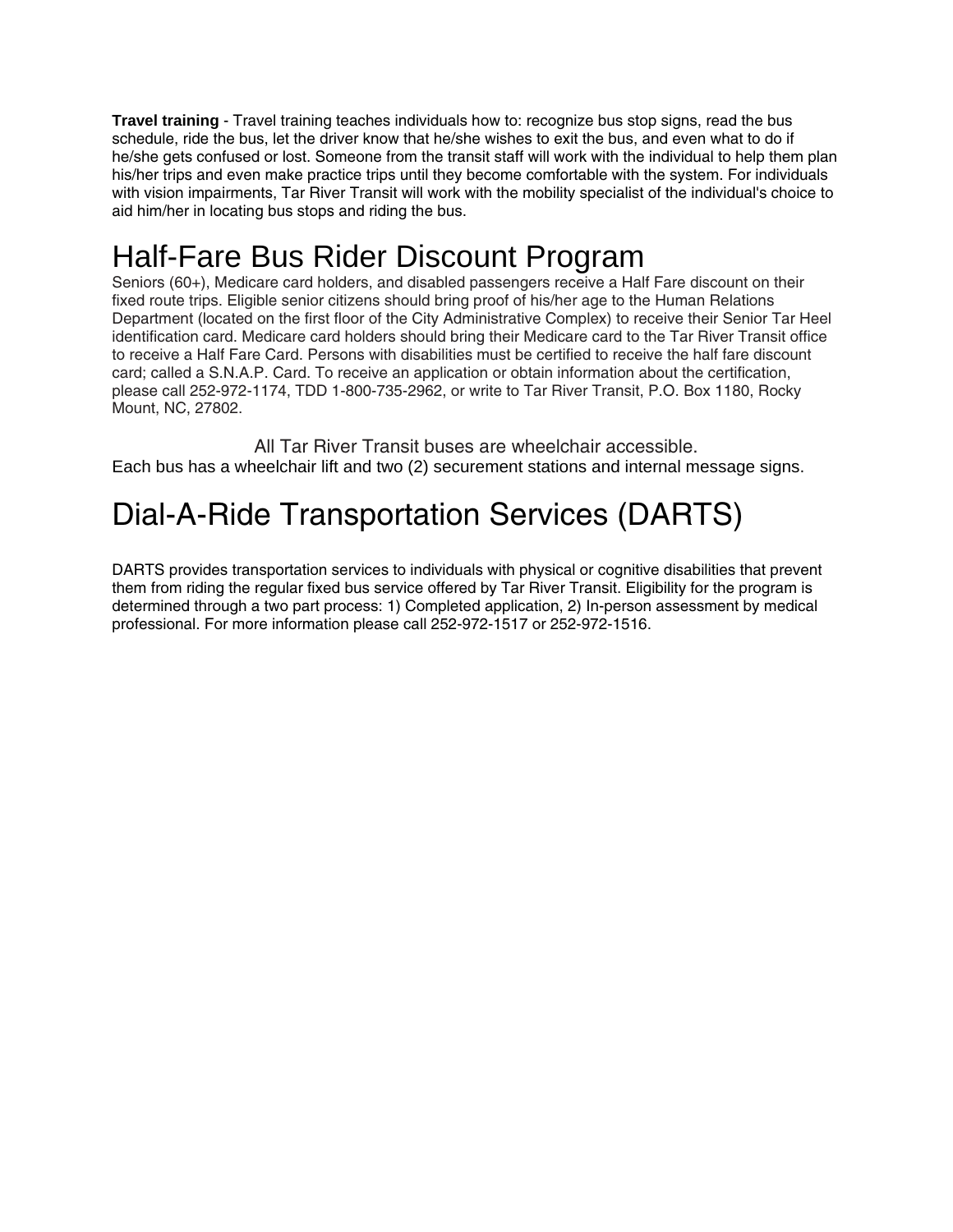**Travel training** - Travel training teaches individuals how to: recognize bus stop signs, read the bus schedule, ride the bus, let the driver know that he/she wishes to exit the bus, and even what to do if he/she gets confused or lost. Someone from the transit staff will work with the individual to help them plan his/her trips and even make practice trips until they become comfortable with the system. For individuals with vision impairments, Tar River Transit will work with the mobility specialist of the individual's choice to aid him/her in locating bus stops and riding the bus.

# Half-Fare Bus Rider Discount Program

Seniors (60+), Medicare card holders, and disabled passengers receive a Half Fare discount on their fixed route trips. Eligible senior citizens should bring proof of his/her age to the Human Relations Department (located on the first floor of the City Administrative Complex) to receive their Senior Tar Heel identification card. Medicare card holders should bring their Medicare card to the Tar River Transit office to receive a Half Fare Card. Persons with disabilities must be certified to receive the half fare discount card; called a S.N.A.P. Card. To receive an application or obtain information about the certification, please call 252-972-1174, TDD 1-800-735-2962, or write to Tar River Transit, P.O. Box 1180, Rocky Mount, NC, 27802.

All Tar River Transit buses are wheelchair accessible.
Each bus has a wheelchair lift and two (2) securement stations and internal message signs.

# Dial-A-Ride Transportation Services (DARTS)

DARTS provides transportation services to individuals with physical or cognitive disabilities that prevent them from riding the regular fixed bus service offered by Tar River Transit. Eligibility for the program is determined through a two part process: 1) Completed application, 2) In-person assessment by medical professional. For more information please call 252-972-1517 or 252-972-1516.